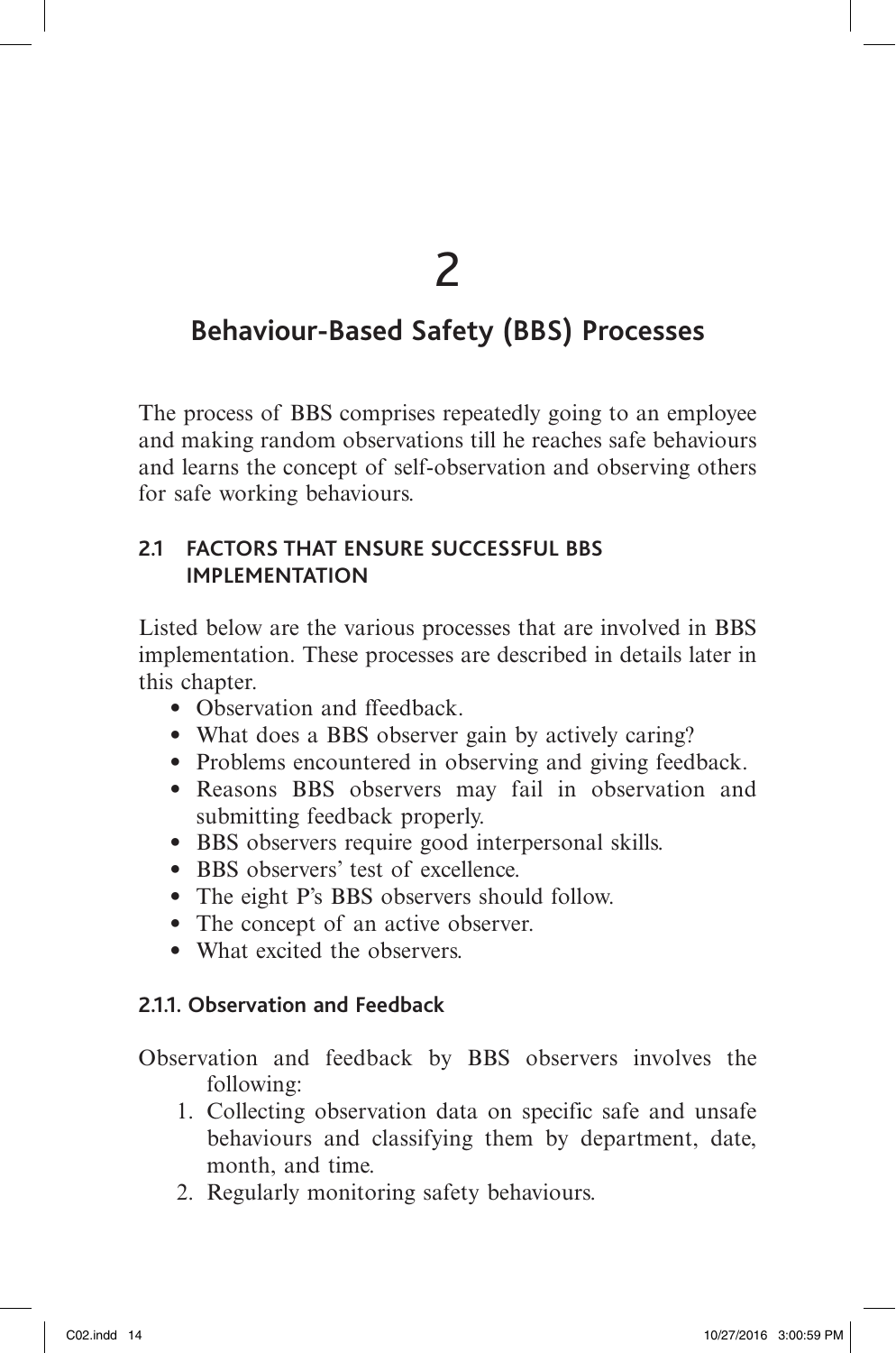# 2

# Behaviour-Based Safety (BBS) Processes

The process of BBS comprises repeatedly going to an employee and making random observations till he reaches safe behaviours and learns the concept of self-observation and observing others for safe working behaviours.

## 2.1 FACTORS THAT ENSURE SUCCESSFUL BBS IMPLEMENTATION

Listed below are the various processes that are involved in BBS implementation. These processes are described in details later in this chapter.

- Observation and ffeedback.
- What does a BBS observer gain by actively caring?
- Problems encountered in observing and giving feedback.
- Reasons BBS observers may fail in observation and submitting feedback properly.
- BBS observers require good interpersonal skills.
- BBS observers' test of excellence.
- The eight P's BBS observers should follow.
- The concept of an active observer.
- What excited the observers.

### 2.1.1. Observation and Feedback

Observation and feedback by BBS observers involves the following:

1. Collecting observation data on specific safe and unsafe behaviours and classifying them by department, date, month, and time.
2. Regularly monitoring safety behaviours.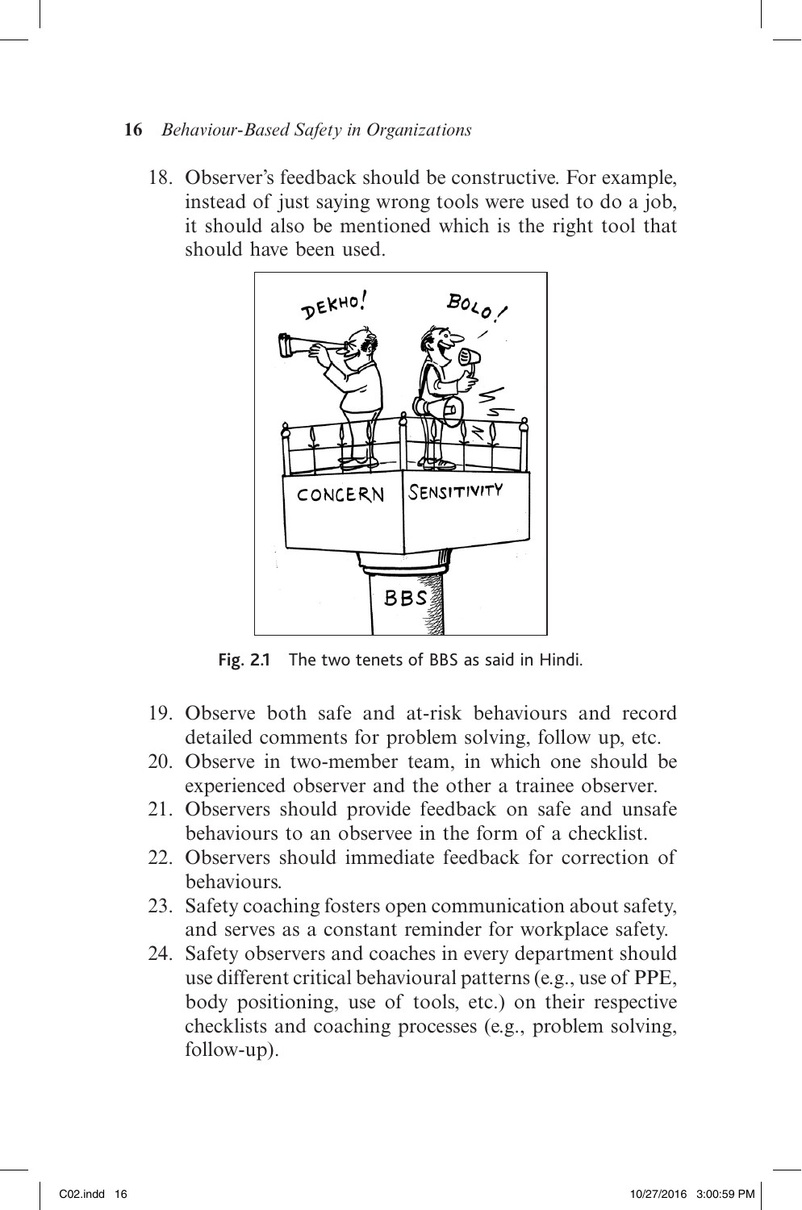18. Observer's feedback should be constructive. For example, instead of just saying wrong tools were used to do a job, it should also be mentioned which is the right tool that should have been used.

Fig. 2.1 The two tenets of BBS as said in Hindi.

19. Observe both safe and at-risk behaviours and record detailed comments for problem solving, follow up, etc.
20. Observe in two-member team, in which one should be experienced observer and the other a trainee observer.
21. Observers should provide feedback on safe and unsafe behaviours to an observee in the form of a checklist.
22. Observers should immediate feedback for correction of behaviours.
23. Safety coaching fosters open communication about safety, and serves as a constant reminder for workplace safety.
24. Safety observers and coaches in every department should use different critical behavioural patterns (e.g., use of PPE, body positioning, use of tools, etc.) on their respective checklists and coaching processes (e.g., problem solving, follow-up).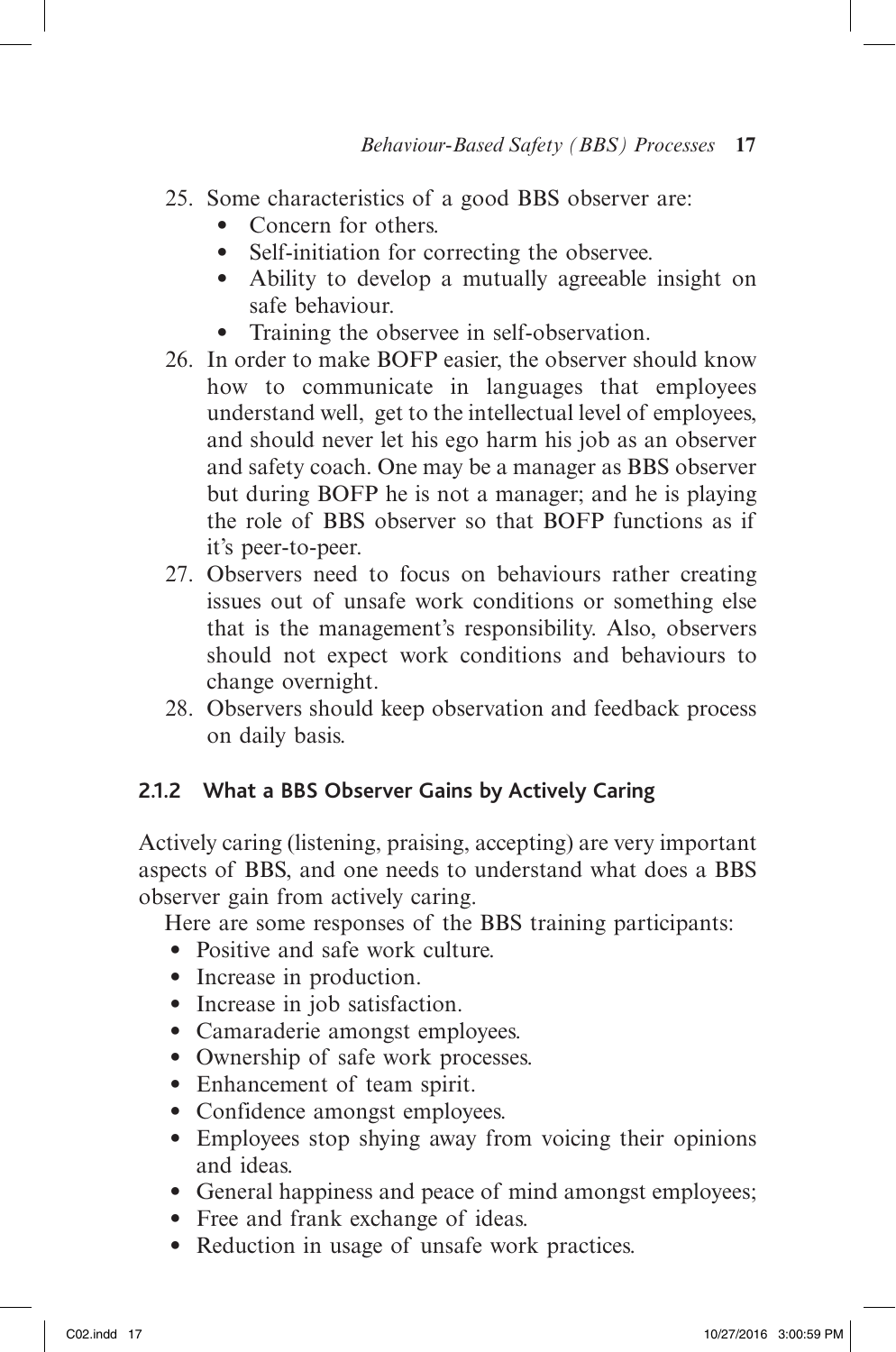25. Some characteristics of a good BBS observer are:
    - Concern for others.
    - Self-initiation for correcting the observee.
    - Ability to develop a mutually agreeable insight on safe behaviour.
    - Training the observee in self-observation.
26. In order to make BOFP easier, the observer should know how to communicate in languages that employees understand well, get to the intellectual level of employees, and should never let his ego harm his job as an observer and safety coach. One may be a manager as BBS observer but during BOFP he is not a manager; and he is playing the role of BBS observer so that BOFP functions as if it's peer-to-peer.
27. Observers need to focus on behaviours rather creating issues out of unsafe work conditions or something else that is the management's responsibility. Also, observers should not expect work conditions and behaviours to change overnight.
28. Observers should keep observation and feedback process on daily basis.

### 2.1.2 What a BBS Observer Gains by Actively Caring

Actively caring (listening, praising, accepting) are very important aspects of BBS, and one needs to understand what does a BBS observer gain from actively caring.

Here are some responses of the BBS training participants:

- Positive and safe work culture.
- Increase in production.
- Increase in job satisfaction.
- Camaraderie amongst employees.
- Ownership of safe work processes.
- Enhancement of team spirit.
- Confidence amongst employees.
- Employees stop shying away from voicing their opinions and ideas.
- General happiness and peace of mind amongst employees;
- Free and frank exchange of ideas.
- Reduction in usage of unsafe work practices.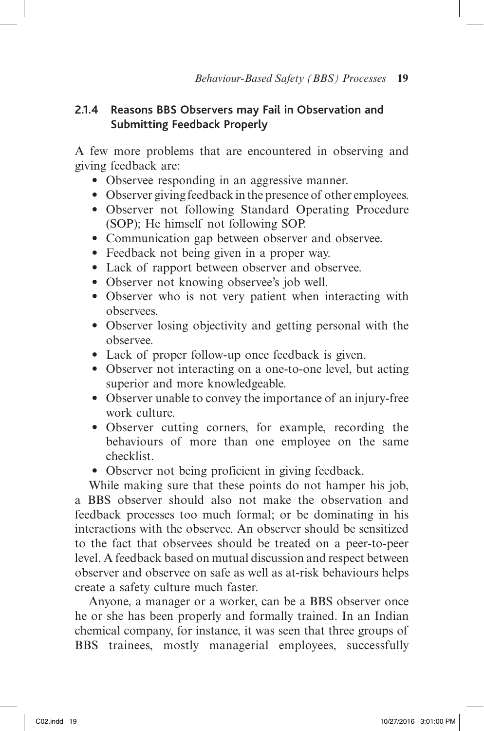### 2.1.4 Reasons BBS Observers may Fail in Observation and Submitting Feedback Properly

A few more problems that are encountered in observing and giving feedback are:

- Observee responding in an aggressive manner.
- Observer giving feedback in the presence of other employees.
- Observer not following Standard Operating Procedure (SOP); He himself not following SOP.
- Communication gap between observer and observee.
- Feedback not being given in a proper way.
- Lack of rapport between observer and observee.
- Observer not knowing observee's job well.
- Observer who is not very patient when interacting with observees.
- Observer losing objectivity and getting personal with the observee.
- Lack of proper follow-up once feedback is given.
- Observer not interacting on a one-to-one level, but acting superior and more knowledgeable.
- Observer unable to convey the importance of an injury-free work culture.
- Observer cutting corners, for example, recording the behaviours of more than one employee on the same checklist.
- Observer not being proficient in giving feedback.

While making sure that these points do not hamper his job, a BBS observer should also not make the observation and feedback processes too much formal; or be dominating in his interactions with the observee. An observer should be sensitized to the fact that observees should be treated on a peer-to-peer level. A feedback based on mutual discussion and respect between observer and observee on safe as well as at-risk behaviours helps create a safety culture much faster.

Anyone, a manager or a worker, can be a BBS observer once he or she has been properly and formally trained. In an Indian chemical company, for instance, it was seen that three groups of BBS trainees, mostly managerial employees, successfully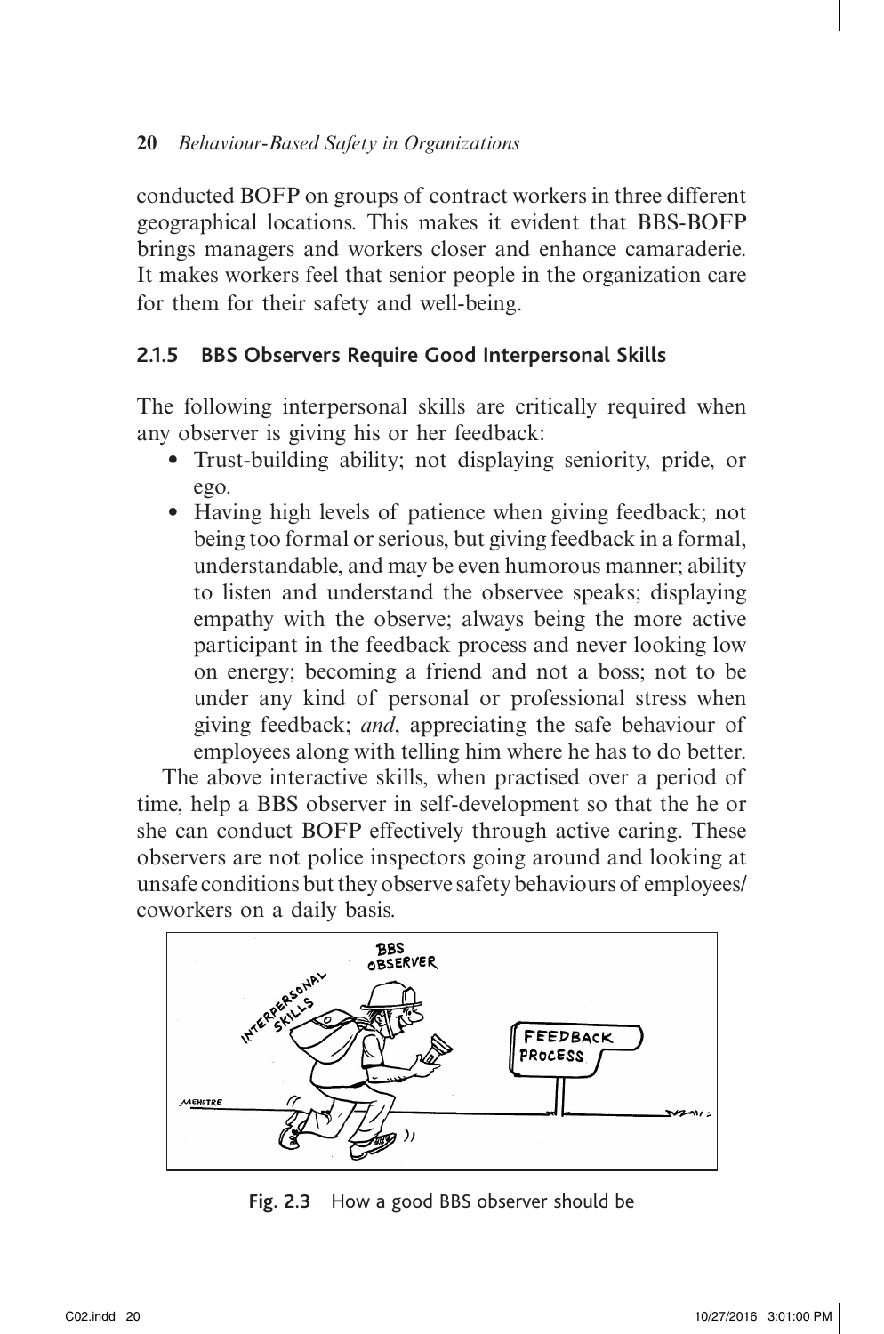conducted BOFP on groups of contract workers in three different geographical locations. This makes it evident that BBS-BOFP brings managers and workers closer and enhance camaraderie. It makes workers feel that senior people in the organization care for them for their safety and well-being.

### 2.1.5 BBS Observers Require Good Interpersonal Skills

The following interpersonal skills are critically required when any observer is giving his or her feedback:

- Trust-building ability; not displaying seniority, pride, or ego.
- Having high levels of patience when giving feedback; not being too formal or serious, but giving feedback in a formal, understandable, and may be even humorous manner; ability to listen and understand the observee speaks; displaying empathy with the observe; always being the more active participant in the feedback process and never looking low on energy; becoming a friend and not a boss; not to be under any kind of personal or professional stress when giving feedback; *and*, appreciating the safe behaviour of employees along with telling him where he has to do better.

The above interactive skills, when practised over a period of time, help a BBS observer in self-development so that the he or she can conduct BOFP effectively through active caring. These observers are not police inspectors going around and looking at unsafe conditions but they observe safety behaviours of employees/ coworkers on a daily basis.

**Fig. 2.3** How a good BBS observer should be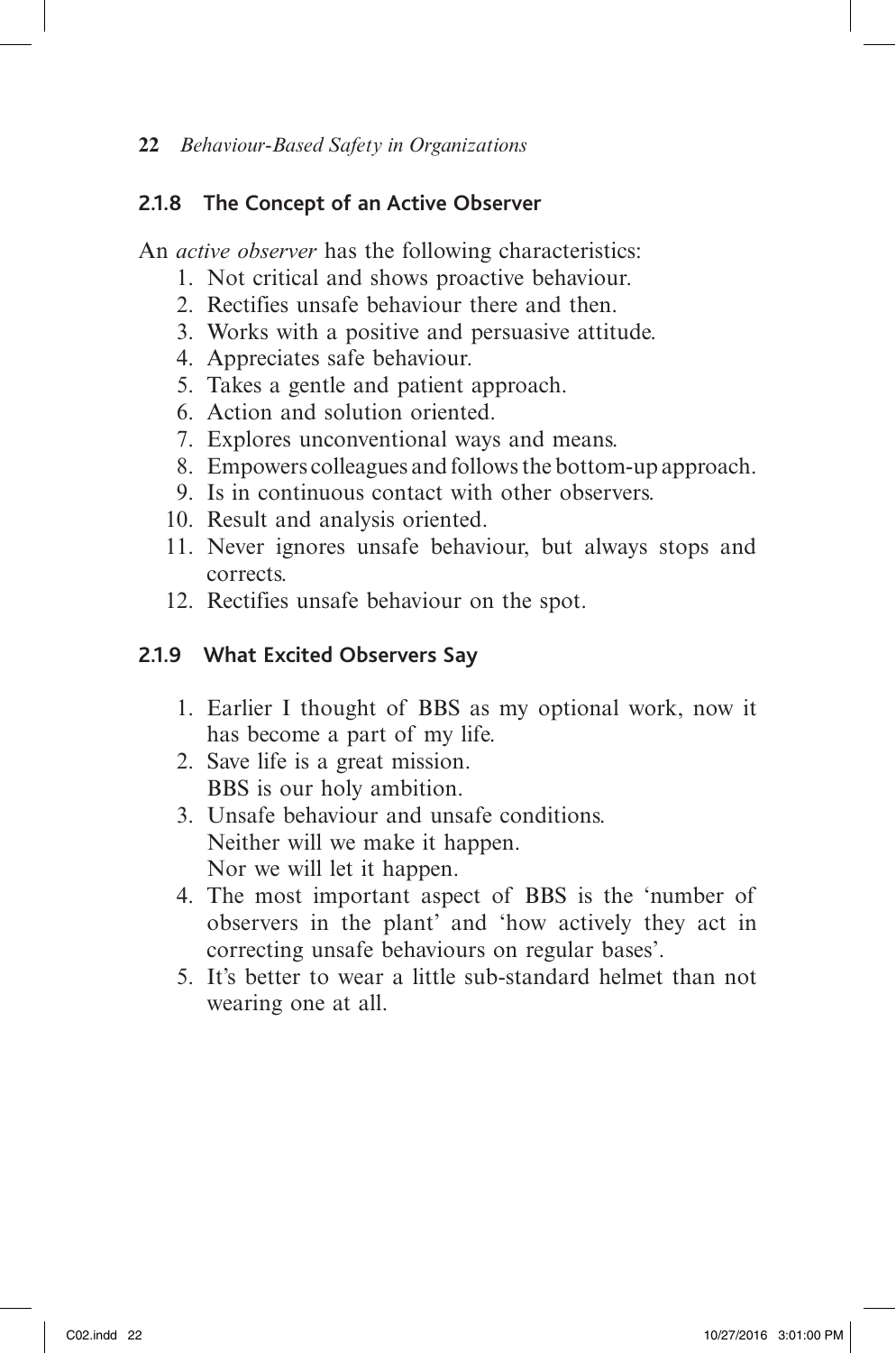### 2.1.8 The Concept of an Active Observer

An *active observer* has the following characteristics:

1. Not critical and shows proactive behaviour.
2. Rectifies unsafe behaviour there and then.
3. Works with a positive and persuasive attitude.
4. Appreciates safe behaviour.
5. Takes a gentle and patient approach.
6. Action and solution oriented.
7. Explores unconventional ways and means.
8. Empowers colleagues and follows the bottom-up approach.
9. Is in continuous contact with other observers.
10. Result and analysis oriented.
11. Never ignores unsafe behaviour, but always stops and corrects.
12. Rectifies unsafe behaviour on the spot.

### 2.1.9 What Excited Observers Say

1. Earlier I thought of BBS as my optional work, now it has become a part of my life.
2. Save life is a great mission.
   BBS is our holy ambition.
3. Unsafe behaviour and unsafe conditions.
   Neither will we make it happen.
   Nor we will let it happen.
4. The most important aspect of BBS is the 'number of observers in the plant' and 'how actively they act in correcting unsafe behaviours on regular bases'.
5. It's better to wear a little sub-standard helmet than not wearing one at all.